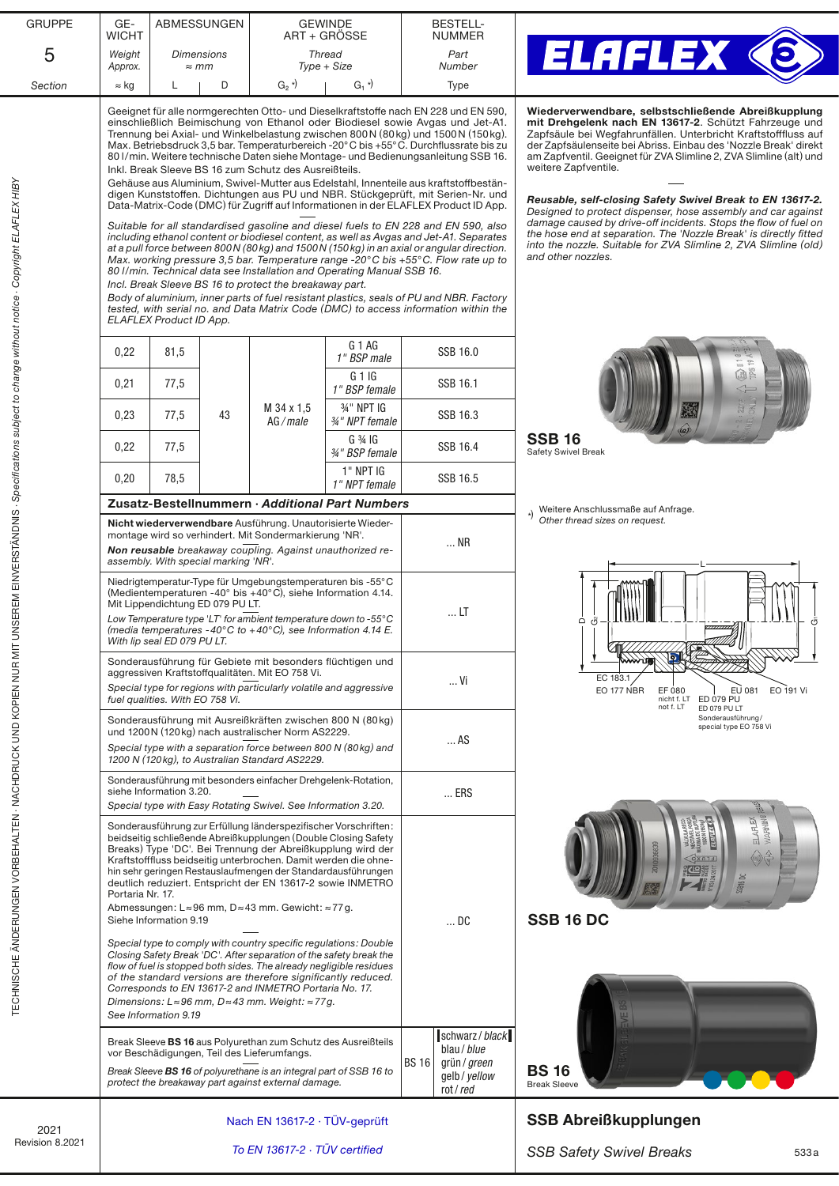# ELAFLEX

**Wiederverwendbare, selbstschließende Abreißkupplung mit Drehgelenk nach EN 13617-2.** Schützt Fahrzeuge und Zapfsäule bei Wegfahrunfällen. Unterbricht Kraftstofffluss auf der Zapfsäulenseite bei Abriss. Einbau des 'Nozzle Break' direkt am Zapfventil. Geeignet für ZVA Slimline 2, ZVA Slimline (alt) und weitere Zapfventile.

***Reusable, self-closing Safety Swivel Break to EN 13617-2.*** *Designed to protect dispenser, hose assembly and car against damage caused by drive-off incidents. Stops the flow of fuel on the hose end at separation. The 'Nozzle Break' is directly fitted into the nozzle. Suitable for ZVA Slimline 2, ZVA Slimline (old) and other nozzles.*

Geeignet für alle normgerechten Otto- und Dieselkraftstoffe nach EN 228 und EN 590, einschließlich Beimischung von Ethanol oder Biodiesel sowie Avgas und Jet-A1. Trennung bei Axial- und Winkelbelastung zwischen 800 N (80 kg) und 1500 N (150 kg). Max. Betriebsdruck 3,5 bar. Temperaturbereich -20° C bis +55° C. Durchflussrate bis zu 80 l/min. Weitere technische Daten siehe Montage- und Bedienungsanleitung SSB 16.
Inkl. Break Sleeve BS 16 zum Schutz des Ausreißteils.
Gehäuse aus Aluminium, Swivel-Mutter aus Edelstahl, Innenteile aus kraftstoffbeständigen Kunststoffen. Dichtungen aus PU und NBR. Stückgeprüft, mit Serien-Nr. und Data-Matrix-Code (DMC) für Zugriff auf Informationen in der ELAFLEX Product ID App.

*Suitable for all standardised gasoline and diesel fuels to EN 228 and EN 590, also including ethanol content or biodiesel content, as well as Avgas and Jet-A1. Separates at a pull force between 800 N (80 kg) and 1500 N (150 kg) in an axial or angular direction. Max. working pressure 3,5 bar. Temperature range -20° C bis +55° C. Flow rate up to 80 l/min. Technical data see Installation and Operating Manual SSB 16.*
*Incl. Break Sleeve BS 16 to protect the breakaway part.*
*Body of aluminium, inner parts of fuel resistant plastics, seals of PU and NBR. Factory tested, with serial no. and Data Matrix Code (DMC) to access information within the ELAFLEX Product ID App.*

| GE-WICHT / Weight Approx. ≈ kg | ABMESSUNGEN / Dimensions ≈ mm L | D | GEWINDE ART + GRÖSSE / Thread Type + Size $G_2$ *) | $G_1$ *) | BESTELL-NUMMER / Part Number Type |
|---|---|---|---|---|---|
| 0,22 | 81,5 | 43 | M 34 x 1,5 AG / *male* | G 1 AG / *1" BSP male* | SSB 16.0 |
| 0,21 | 77,5 | 43 | M 34 x 1,5 AG / *male* | G 1 IG / *1" BSP female* | SSB 16.1 |
| 0,23 | 77,5 | 43 | M 34 x 1,5 AG / *male* | ¾" NPT IG / *¾" NPT female* | SSB 16.3 |
| 0,22 | 77,5 | 43 | M 34 x 1,5 AG / *male* | G ¾ IG / *¾" BSP female* | SSB 16.4 |
| 0,20 | 78,5 | 43 | M 34 x 1,5 AG / *male* | 1" NPT IG / *1" NPT female* | SSB 16.5 |

**SSB 16**
Safety Swivel Break

*) Weitere Anschlussmaße auf Anfrage.
*Other thread sizes on request.*

EC 183.1, EO 177 NBR, EF 080 (nicht f. LT / not f. LT), ED 079 PU, ED 079 PU LT, EU 081, EO 191 Vi, Sonderausführung / special type EO 758 Vi

## Zusatz-Bestellnummern · *Additional Part Numbers*

| Beschreibung / Description | Part Number |
|---|---|
| **Nicht wiederverwendbare** Ausführung. Unautorisierte Wiedermontage wird so verhindert. Mit Sondermarkierung 'NR'. <br> ***Non reusable*** *breakaway coupling. Against unauthorized re-assembly. With special marking 'NR'.* | ... NR |
| Niedrigtemperatur-Type für Umgebungstemperaturen bis -55° C (Medientemperaturen -40° bis +40° C), siehe Information 4.14. Mit Lippendichtung ED 079 PU LT. <br> *Low Temperature type 'LT' for ambient temperature down to -55° C (media temperatures -40° C to +40° C), see Information 4.14 E. With lip seal ED 079 PU LT.* | ... LT |
| Sonderausführung für Gebiete mit besonders flüchtigen und aggressiven Kraftstoffqualitäten. Mit EO 758 Vi. <br> *Special type for regions with particularly volatile and aggressive fuel qualities. With EO 758 Vi.* | ... Vi |
| Sonderausführung mit Ausreißkräften zwischen 800 N (80 kg) und 1200 N (120 kg) nach australischer Norm AS2229. <br> *Special type with a separation force between 800 N (80 kg) and 1200 N (120 kg), to Australian Standard AS2229.* | ... AS |
| Sonderausführung mit besonders einfacher Drehgelenk-Rotation, siehe Information 3.20. <br> *Special type with Easy Rotating Swivel. See Information 3.20.* | ... ERS |
| Sonderausführung zur Erfüllung länderspezifischer Vorschriften: beidseitig schließende Abreißkupplungen (Double Closing Safety Breaks) Type 'DC'. Bei Trennung der Abreißkupplung wird der Kraftstofffluss beidseitig unterbrochen. Damit werden die ohnehin sehr geringen Restauslaufmengen der Standardausführungen deutlich reduziert. Entspricht der EN 13617-2 sowie INMETRO Portaria Nr. 17. Abmessungen: L ≈ 96 mm, D ≈ 43 mm. Gewicht: ≈ 77 g. Siehe Information 9.19 <br> *Special type to comply with country specific regulations: Double Closing Safety Break 'DC'. After separation of the safety break the flow of fuel is stopped both sides. The already negligible residues of the standard versions are therefore significantly reduced. Corresponds to EN 13617-2 and INMETRO Portaria No. 17. Dimensions: L ≈ 96 mm, D ≈ 43 mm. Weight: ≈ 77 g. See Information 9.19* | ... DC |
| Break Sleeve **BS 16** aus Polyurethan zum Schutz des Ausreißteils vor Beschädigungen, Teil des Lieferumfangs. <br> *Break Sleeve **BS 16** of polyurethane is an integral part of SSB 16 to protect the breakaway part against external damage.* | BS 16: schwarz / *black*, blau / *blue*, grün / *green*, gelb / *yellow*, rot / *red* |

**SSB 16 DC**

**BS 16**
Break Sleeve

Nach EN 13617-2 · TÜV-geprüft
*To EN 13617-2 · TÜV certified*

## SSB Abreißkupplungen
*SSB Safety Swivel Breaks*

2021
Revision 8.2021

TECHNISCHE ÄNDERUNGEN VORBEHALTEN · NACHDRUCK UND KOPIEN NUR MIT UNSEREM EINVERSTÄNDNIS · *Specifications subject to change without notice · Copyright ELAFLEX HIBY*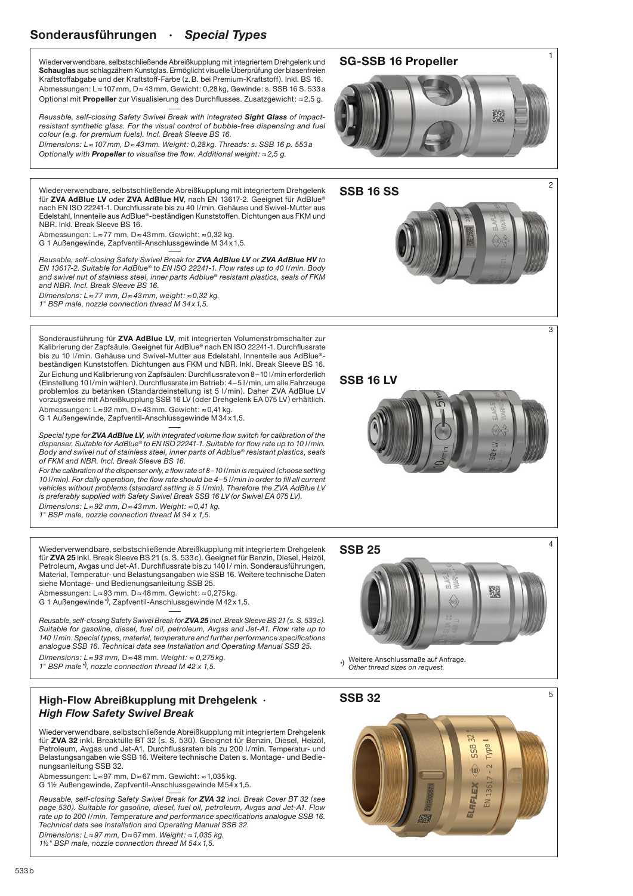## Sonderausführungen · *Special Types*

### SG-SSB 16 Propeller

Wiederverwendbare, selbstschließende Abreißkupplung mit integriertem Drehgelenk und **Schauglas** aus schlagzähem Kunstglas. Ermöglicht visuelle Überprüfung der blasenfreien Kraftstoffabgabe und der Kraftstoff-Farbe (z. B. bei Premium-Kraftstoff). Inkl. BS 16.
Abmessungen: L ≈ 107 mm, D ≈ 43 mm, Gewicht: 0,28 kg, Gewinde: s. SSB 16 S. 533 a
Optional mit **Propeller** zur Visualisierung des Durchflusses. Zusatzgewicht: ≈ 2,5 g.

*Reusable, self-closing Safety Swivel Break with integrated **Sight Glass** of impact-resistant synthetic glass. For the visual control of bubble-free dispensing and fuel colour (e.g. for premium fuels). Incl. Break Sleeve BS 16.*
*Dimensions: L ≈ 107 mm, D ≈ 43 mm. Weight: 0,28 kg. Threads: s. SSB 16 p. 553 a*
*Optionally with **Propeller** to visualise the flow. Additional weight: ≈ 2,5 g.*

### SSB 16 SS

Wiederverwendbare, selbstschließende Abreißkupplung mit integriertem Drehgelenk für **ZVA AdBlue LV** oder **ZVA AdBlue HV**, nach EN 13617-2. Geeignet für AdBlue® nach EN ISO 22241-1. Durchflussrate bis zu 40 l/min. Gehäuse und Swivel-Mutter aus Edelstahl, Innenteile aus AdBlue®-beständigen Kunststoffen. Dichtungen aus FKM und NBR. Inkl. Break Sleeve BS 16.
Abmessungen: L ≈ 77 mm, D ≈ 43 mm. Gewicht: ≈ 0,32 kg.
G 1 Außengewinde, Zapfventil-Anschlussgewinde M 34 x 1,5.

*Reusable, self-closing Safety Swivel Break for **ZVA AdBlue LV** or **ZVA AdBlue HV** to EN 13617-2. Suitable for AdBlue® to EN ISO 22241-1. Flow rates up to 40 l/min. Body and swivel nut of stainless steel, inner parts Adblue® resistant plastics, seals of FKM and NBR. Incl. Break Sleeve BS 16.*
*Dimensions: L ≈ 77 mm, D ≈ 43 mm, weight: ≈ 0,32 kg.*
*1" BSP male, nozzle connection thread M 34 x 1,5.*

### SSB 16 LV

Sonderausführung für **ZVA AdBlue LV**, mit integrierten Volumenstromschalter zur Kalibrierung der Zapfsäule. Geeignet für AdBlue® nach EN ISO 22241-1. Durchflussrate bis zu 10 l/min. Gehäuse und Swivel-Mutter aus Edelstahl, Innenteile aus AdBlue®-beständigen Kunststoffen. Dichtungen aus FKM und NBR. Inkl. Break Sleeve BS 16.
Zur Eichung und Kalibrierung von Zapfsäulen: Durchflussrate von 8 – 10 l/min erforderlich (Einstellung 10 l/min wählen). Durchflussrate im Betrieb: 4 – 5 l/min, um alle Fahrzeuge problemlos zu betanken (Standardeinstellung ist 5 l/min). Daher ZVA AdBlue LV vorzugsweise mit Abreißkupplung SSB 16 LV (oder Drehgelenk EA 075 LV) erhältlich.
Abmessungen: L ≈ 92 mm, D ≈ 43 mm. Gewicht: ≈ 0,41 kg.
G 1 Außengewinde, Zapfventil-Anschlussgewinde M 34 x 1,5.

*Special type for **ZVA AdBlue LV**, with integrated volume flow switch for calibration of the dispenser. Suitable for AdBlue® to EN ISO 22241-1. Suitable for flow rate up to 10 l/min. Body and swivel nut of stainless steel, inner parts of Adblue® resistant plastics, seals of FKM and NBR. Incl. Break Sleeve BS 16.*
*For the calibration of the dispenser only, a flow rate of 8 – 10 l/min is required (choose setting 10 l/min). For daily operation, the flow rate should be 4 – 5 l/min in order to fill all current vehicles without problems (standard setting is 5 l/min). Therefore the ZVA AdBlue LV is preferably supplied with Safety Swivel Break SSB 16 LV (or Swivel EA 075 LV).*
*Dimensions: L ≈ 92 mm, D ≈ 43 mm. Weight: ≈ 0,41 kg.*
*1" BSP male, nozzle connection thread M 34 x 1,5.*

### SSB 25

Wiederverwendbare, selbstschließende Abreißkupplung mit integriertem Drehgelenk für **ZVA 25** inkl. Break Sleeve BS 21 (s. S. 533 c). Geeignet für Benzin, Diesel, Heizöl, Petroleum, Avgas und Jet-A1. Durchflussrate bis zu 140 l/ min. Sonderausführungen, Material, Temperatur- und Belastungsangaben wie SSB 16. Weitere technische Daten siehe Montage- und Bedienungsanleitung SSB 25.
Abmessungen: L ≈ 93 mm, D ≈ 48 mm. Gewicht: ≈ 0,275 kg.
G 1 Außengewinde*), Zapfventil-Anschlussgewinde M 42 x 1,5.

*Reusable, self-closing Safety Swivel Break for **ZVA 25** incl. Break Sleeve BS 21 (s. S. 533 c). Suitable for gasoline, diesel, fuel oil, petroleum, Avgas and Jet-A1. Flow rate up to 140 l/min. Special types, material, temperature and further performance specifications analogue SSB 16. Technical data see Installation and Operating Manual SSB 25.*
*Dimensions: L ≈ 93 mm, D ≈ 48 mm. Weight: ≈ 0,275 kg.*
*1" BSP male*), nozzle connection thread M 42 x 1,5.*

*) Weitere Anschlussmaße auf Anfrage.
*Other thread sizes on request.*

### High-Flow Abreißkupplung mit Drehgelenk · *High Flow Safety Swivel Break*

### SSB 32

Wiederverwendbare, selbstschließende Abreißkupplung mit integriertem Drehgelenk für **ZVA 32** inkl. Breaktülle BT 32 (s. S. 530). Geeignet für Benzin, Diesel, Heizöl, Petroleum, Avgas und Jet-A1. Durchflussraten bis zu 200 l/min. Temperatur- und Belastungsangaben wie SSB 16. Weitere technische Daten s. Montage- und Bedienungsanleitung SSB 32.
Abmessungen: L ≈ 97 mm, D ≈ 67 mm. Gewicht: ≈ 1,035 kg.
G 1½ Außengewinde, Zapfventil-Anschlussgewinde M 54 x 1,5.

*Reusable, self-closing Safety Swivel Break for **ZVA 32** incl. Break Cover BT 32 (see page 530). Suitable for gasoline, diesel, fuel oil, petroleum, Avgas and Jet-A1. Flow rate up to 200 l/min. Temperature and performance specifications analogue SSB 16. Technical data see Installation and Operating Manual SSB 32.*
*Dimensions: L ≈ 97 mm, D ≈ 67 mm. Weight: ≈ 1,035 kg.*
*1½" BSP male, nozzle connection thread M 54 x 1,5.*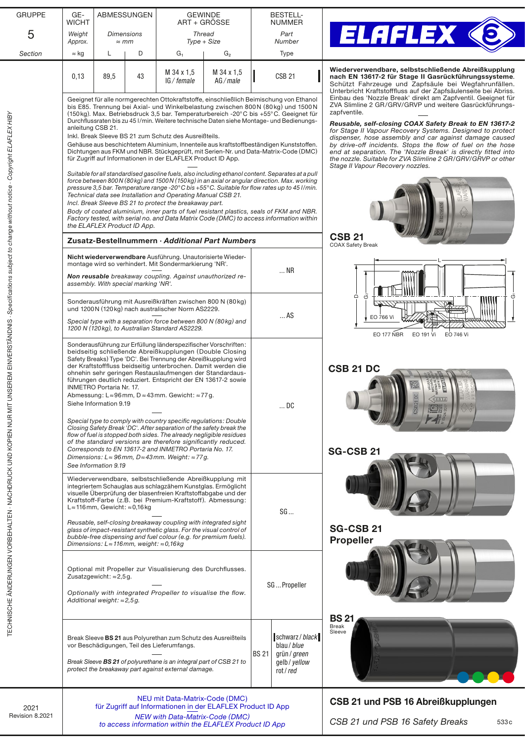| GRUPPE 5 Section | GE-WICHT Weight Approx. ≈ kg | ABMESSUNGEN Dimensions ≈ mm L | D | GEWINDE ART + GRÖSSE Thread Type + Size $G_1$ | $G_2$ | BESTELL-NUMMER Part Number Type |
|---|---|---|---|---|---|---|
| | 0,13 | 89,5 | 43 | M 34 x 1,5 IG / *female* | M 34 x 1,5 AG / *male* | CSB 21 |

**Wiederverwendbare, selbstschließende Abreißkupplung nach EN 13617-2 für Stage II Gasrückführungssysteme.** Schützt Fahrzeuge und Zapfsäule bei Wegfahrunfällen. Unterbricht Kraftstofffluss auf der Zapfsäulenseite bei Abriss. Einbau des 'Nozzle Break' direkt am Zapfventil. Geeignet für ZVA Slimline 2 GR/GRV/GRVP und weitere Gasrückführungs-zapfventile.

***Reusable, self-closing COAX Safety Break to EN 13617-2*** *for Stage II Vapour Recovery Systems. Designed to protect dispenser, hose assembly and car against damage caused by drive-off incidents. Stops the flow of fuel on the hose end at separation. The 'Nozzle Break' is directly fitted into the nozzle. Suitable for ZVA Slimline 2 GR/GRV/GRVP or other Stage II Vapour Recovery nozzles.*

Geeignet für alle normgerechten Ottokraftstoffe, einschließlich Beimischung von Ethanol bis E85. Trennung bei Axial- und Winkelbelastung zwischen 800 N (80 kg) und 1500 N (150 kg). Max. Betriebsdruck 3,5 bar. Temperaturbereich -20°C bis +55°C. Geeignet für Durchflussraten bis zu 45 l/min. Weitere technische Daten siehe Montage- und Bedienungsanleitung CSB 21.
Inkl. Break Sleeve BS 21 zum Schutz des Ausreißteils.
Gehäuse aus beschichtetem Aluminium, Innenteile aus kraftstoffbeständigen Kunststoffen. Dichtungen aus FKM und NBR. Stückgeprüft, mit Serien-Nr. und Data-Matrix-Code (DMC) für Zugriff auf Informationen in der ELAFLEX Product ID App.

*Suitable for all standardised gasoline fuels, also including ethanol content. Separates at a pull force between 800 N (80 kg) and 1500 N (150 kg) in an axial or angular direction. Max. working pressure 3,5 bar. Temperature range -20°C bis +55°C. Suitable for flow rates up to 45 l/min. Technical data see Installation and Operating Manual CSB 21.*
*Incl. Break Sleeve BS 21 to protect the breakaway part.*
*Body of coated aluminium, inner parts of fuel resistant plastics, seals of FKM and NBR. Factory tested, with serial no. and Data Matrix Code (DMC) to access information within the ELAFLEX Product ID App.*

**CSB 21**
COAX Safety Break

EO 766 Vi · EO 177 NBR · EO 191 Vi · EO 746 Vi

## Zusatz-Bestellnummern · *Additional Part Numbers*

| Beschreibung / Description | Bestellnummer / Part Number |
|---|---|
| **Nicht wiederverwendbare** Ausführung. Unautorisierte Wiedermontage wird so verhindert. Mit Sondermarkierung 'NR'.<br>***Non reusable*** *breakaway coupling. Against unauthorized re-assembly. With special marking 'NR'.* | ... NR |
| Sonderausführung mit Ausreißkräften zwischen 800 N (80 kg) und 1200 N (120 kg) nach australischer Norm AS2229.<br>*Special type with a separation force between 800 N (80 kg) and 1200 N (120 kg), to Australian Standard AS2229.* | ... AS |
| Sonderausführung zur Erfüllung länderspezifischer Vorschriften: beidseitig schließende Abreißkupplungen (Double Closing Safety Breaks) Type 'DC'. Bei Trennung der Abreißkupplung wird der Kraftstofffluss beidseitig unterbrochen. Damit werden die ohnehin sehr geringen Restauslaufmengen der Standardausführungen deutlich reduziert. Entspricht der EN 13617-2 sowie INMETRO Portaria Nr. 17.<br>Abmessung: L ≈ 96 mm, D ≈ 43 mm. Gewicht: ≈ 77 g.<br>Siehe Information 9.19<br>*Special type to comply with country specific regulations: Double Closing Safety Break 'DC'. After separation of the safety break the flow of fuel is stopped both sides. The already negligible residues of the standard versions are therefore significantly reduced. Corresponds to EN 13617-2 and INMETRO Portaria No. 17.*<br>*Dimensions: L ≈ 96 mm, D ≈ 43 mm. Weight: ≈ 77 g.*<br>*See Information 9.19* | ... DC |
| Wiederverwendbare, selbstschließende Abreißkupplung mit integriertem Schauglas aus schlagzähem Kunstglas. Ermöglicht visuelle Überprüfung der blasenfreien Kraftstoffabgabe und der Kraftstoff-Farbe (z.B. bei Premium-Kraftstoff). Abmessung: L ≈ 116 mm, Gewicht: ≈ 0,16 kg<br>*Reusable, self-closing breakaway coupling with integrated sight glass of impact-resistant synthetic glass. For the visual control of bubble-free dispensing and fuel colour (e.g. for premium fuels). Dimensions: L ≈ 116 mm, weight: ≈ 0,16 kg* | SG ... |
| Optional mit Propeller zur Visualisierung des Durchflusses. Zusatzgewicht: ≈ 2,5 g.<br>*Optionally with integrated Propeller to visualise the flow. Additional weight: ≈ 2,5 g.* | SG ... Propeller |
| Break Sleeve **BS 21** aus Polyurethan zum Schutz des Ausreißteils vor Beschädigungen, Teil des Lieferumfangs.<br>*Break Sleeve* ***BS 21*** *of polyurethane is an integral part of CSB 21 to protect the breakaway part against external damage.* | BS 21: schwarz / *black*, blau / *blue*, grün / *green*, gelb / *yellow*, rot / *red* |

**CSB 21 DC**

**SG-CSB 21**

**SG-CSB 21 Propeller**

**BS 21**
Break Sleeve

NEU mit Data-Matrix-Code (DMC) für Zugriff auf Informationen in der ELAFLEX Product ID App
*NEW with Data-Matrix-Code (DMC) to access information within the ELAFLEX Product ID App*

**CSB 21 und PSB 16 Abreißkupplungen**
*CSB 21 und PSB 16 Safety Breaks*

2021 Revision 8.2021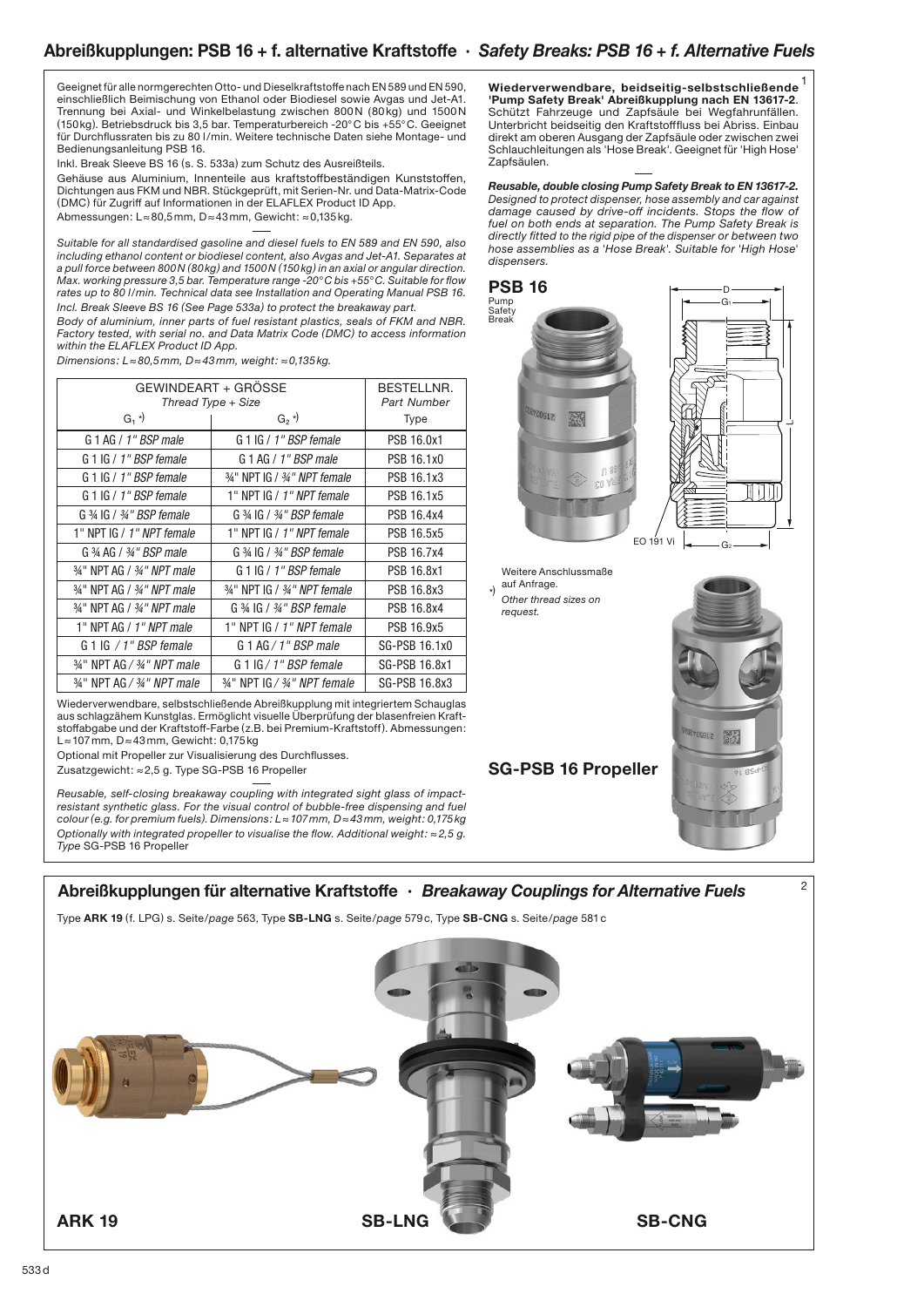## Abreißkupplungen: PSB 16 + f. alternative Kraftstoffe · *Safety Breaks: PSB 16 + f. Alternative Fuels*

Geeignet für alle normgerechten Otto- und Dieselkraftstoffe nach EN 589 und EN 590, einschließlich Beimischung von Ethanol oder Biodiesel sowie Avgas und Jet-A1. Trennung bei Axial- und Winkelbelastung zwischen 800 N (80 kg) und 1500 N (150 kg). Betriebsdruck bis 3,5 bar. Temperaturbereich -20° C bis +55° C. Geeignet für Durchflussraten bis zu 80 l/min. Weitere technische Daten siehe Montage- und Bedienungsanleitung PSB 16.

Inkl. Break Sleeve BS 16 (s. S. 533a) zum Schutz des Ausreißteils.

Gehäuse aus Aluminium, Innenteile aus kraftstoffbeständigen Kunststoffen, Dichtungen aus FKM und NBR. Stückgeprüft, mit Serien-Nr. und Data-Matrix-Code (DMC) für Zugriff auf Informationen in der ELAFLEX Product ID App.

Abmessungen: L ≈ 80,5 mm, D ≈ 43 mm, Gewicht: ≈ 0,135 kg.

*Suitable for all standardised gasoline and diesel fuels to EN 589 and EN 590, also including ethanol content or biodiesel content, also Avgas and Jet-A1. Separates at a pull force between 800 N (80 kg) and 1500 N (150 kg) in an axial or angular direction. Max. working pressure 3,5 bar. Temperature range -20° C bis +55° C. Suitable for flow rates up to 80 l/min. Technical data see Installation and Operating Manual PSB 16.*

*Incl. Break Sleeve BS 16 (See Page 533a) to protect the breakaway part.*

*Body of aluminium, inner parts of fuel resistant plastics, seals of FKM and NBR. Factory tested, with serial no. and Data Matrix Code (DMC) to access information within the ELAFLEX Product ID App.*

*Dimensions: L ≈ 80,5 mm, D ≈ 43 mm, weight: ≈ 0,135 kg.*

| GEWINDEART + GRÖSSE *Thread Type + Size* | | BESTELLNR. *Part Number* |
|---|---|---|
| $G_1$ *) | $G_2$ *) | Type |
| G 1 AG / *1" BSP male* | G 1 IG / *1" BSP female* | PSB 16.0x1 |
| G 1 IG / *1" BSP female* | G 1 AG / *1" BSP male* | PSB 16.1x0 |
| G 1 IG / *1" BSP female* | ¾" NPT IG / *¾" NPT female* | PSB 16.1x3 |
| G 1 IG / *1" BSP female* | 1" NPT IG / *1" NPT female* | PSB 16.1x5 |
| G ¾ IG / *¾" BSP female* | G ¾ IG / *¾" BSP female* | PSB 16.4x4 |
| 1" NPT IG / *1" NPT female* | 1" NPT IG / *1" NPT female* | PSB 16.5x5 |
| G ¾ AG / *¾" BSP male* | G ¾ IG / *¾" BSP female* | PSB 16.7x4 |
| ¾" NPT AG / *¾" NPT male* | G 1 IG / *1" BSP female* | PSB 16.8x1 |
| ¾" NPT AG / *¾" NPT male* | ¾" NPT IG / *¾" NPT female* | PSB 16.8x3 |
| ¾" NPT AG / *¾" NPT male* | G ¾ IG / *¾" BSP female* | PSB 16.8x4 |
| 1" NPT AG / *1" NPT male* | 1" NPT IG / *1" NPT female* | PSB 16.9x5 |
| G 1 IG / *1" BSP female* | G 1 AG / *1" BSP male* | SG-PSB 16.1x0 |
| ¾" NPT AG / *¾" NPT male* | G 1 IG / *1" BSP female* | SG-PSB 16.8x1 |
| ¾" NPT AG / *¾" NPT male* | ¾" NPT IG / *¾" NPT female* | SG-PSB 16.8x3 |

Wiederverwendbare, selbstschließende Abreißkupplung mit integriertem Schauglas aus schlagzähem Kunstglas. Ermöglicht visuelle Überprüfung der blasenfreien Kraftstoffabgabe und der Kraftstoff-Farbe (z.B. bei Premium-Kraftstoff). Abmessungen: L ≈ 107 mm, D ≈ 43 mm, Gewicht: 0,175 kg

Optional mit Propeller zur Visualisierung des Durchflusses.

Zusatzgewicht: ≈ 2,5 g. Type SG-PSB 16 Propeller

*Reusable, self-closing breakaway coupling with integrated sight glass of impact-resistant synthetic glass. For the visual control of bubble-free dispensing and fuel colour (e.g. for premium fuels). Dimensions: L ≈ 107 mm, D ≈ 43 mm, weight: 0,175 kg*

*Optionally with integrated propeller to visualise the flow. Additional weight: ≈ 2,5 g. Type* SG-PSB 16 Propeller

**Wiederverwendbare, beidseitig-selbstschließende 'Pump Safety Break' Abreißkupplung nach EN 13617-2**. Schützt Fahrzeuge und Zapfsäule bei Wegfahrunfällen. Unterbricht beidseitig den Kraftstofffluss bei Abriss. Einbau direkt am oberen Ausgang der Zapfsäule oder zwischen zwei Schlauchleitungen als 'Hose Break'. Geeignet für 'High Hose' Zapfsäulen.

***Reusable, double closing Pump Safety Break to EN 13617-2.*** *Designed to protect dispenser, hose assembly and car against damage caused by drive-off incidents. Stops the flow of fuel on both ends at separation. The Pump Safety Break is directly fitted to the rigid pipe of the dispenser or between two hose assemblies as a 'Hose Break'. Suitable for 'High Hose' dispensers.*

**PSB 16**
Pump Safety Break

D
$G_1$
L
EO 191 Vi
$G_2$

*) Weitere Anschlussmaße auf Anfrage.
*Other thread sizes on request.*

**SG-PSB 16 Propeller**

## Abreißkupplungen für alternative Kraftstoffe · *Breakaway Couplings for Alternative Fuels*

Type **ARK 19** (f. LPG) s. Seite/*page* 563, Type **SB-LNG** s. Seite/*page* 579 c, Type **SB-CNG** s. Seite/*page* 581 c

**ARK 19** **SB-LNG** **SB-CNG**